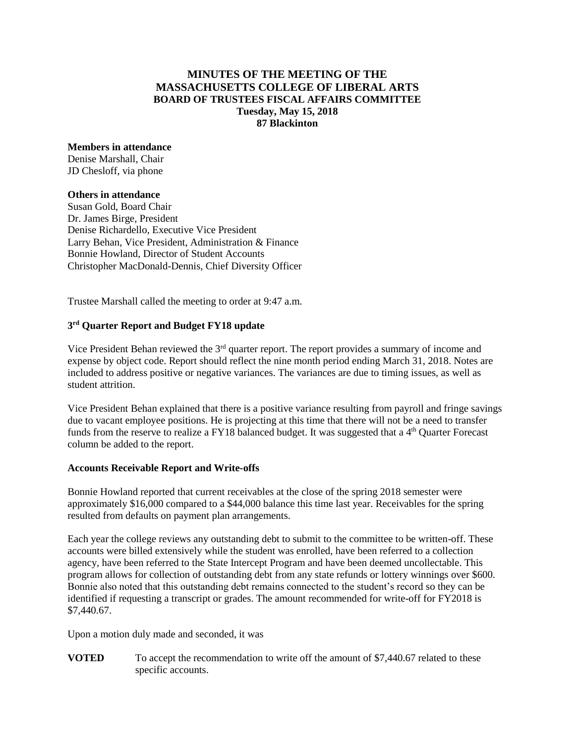# MINUTES OF THE MEETING OF THE MASSACHUSETTS COLLEGE OF LIBERAL ARTS BOARD OF TRUSTEES FISCAL AFFAIRS COMMITTEE

**Tuesday, May 15, 2018**
**87 Blackinton**

**Members in attendance**
Denise Marshall, Chair
JD Chesloff, via phone

**Others in attendance**
Susan Gold, Board Chair
Dr. James Birge, President
Denise Richardello, Executive Vice President
Larry Behan, Vice President, Administration & Finance
Bonnie Howland, Director of Student Accounts
Christopher MacDonald-Dennis, Chief Diversity Officer

Trustee Marshall called the meeting to order at 9:47 a.m.

## 3rd Quarter Report and Budget FY18 update

Vice President Behan reviewed the 3rd quarter report. The report provides a summary of income and expense by object code. Report should reflect the nine month period ending March 31, 2018. Notes are included to address positive or negative variances. The variances are due to timing issues, as well as student attrition.

Vice President Behan explained that there is a positive variance resulting from payroll and fringe savings due to vacant employee positions. He is projecting at this time that there will not be a need to transfer funds from the reserve to realize a FY18 balanced budget. It was suggested that a 4th Quarter Forecast column be added to the report.

## Accounts Receivable Report and Write-offs

Bonnie Howland reported that current receivables at the close of the spring 2018 semester were approximately $16,000 compared to a $44,000 balance this time last year. Receivables for the spring resulted from defaults on payment plan arrangements.

Each year the college reviews any outstanding debt to submit to the committee to be written-off. These accounts were billed extensively while the student was enrolled, have been referred to a collection agency, have been referred to the State Intercept Program and have been deemed uncollectable. This program allows for collection of outstanding debt from any state refunds or lottery winnings over $600. Bonnie also noted that this outstanding debt remains connected to the student's record so they can be identified if requesting a transcript or grades. The amount recommended for write-off for FY2018 is $7,440.67.

Upon a motion duly made and seconded, it was

**VOTED** To accept the recommendation to write off the amount of $7,440.67 related to these specific accounts.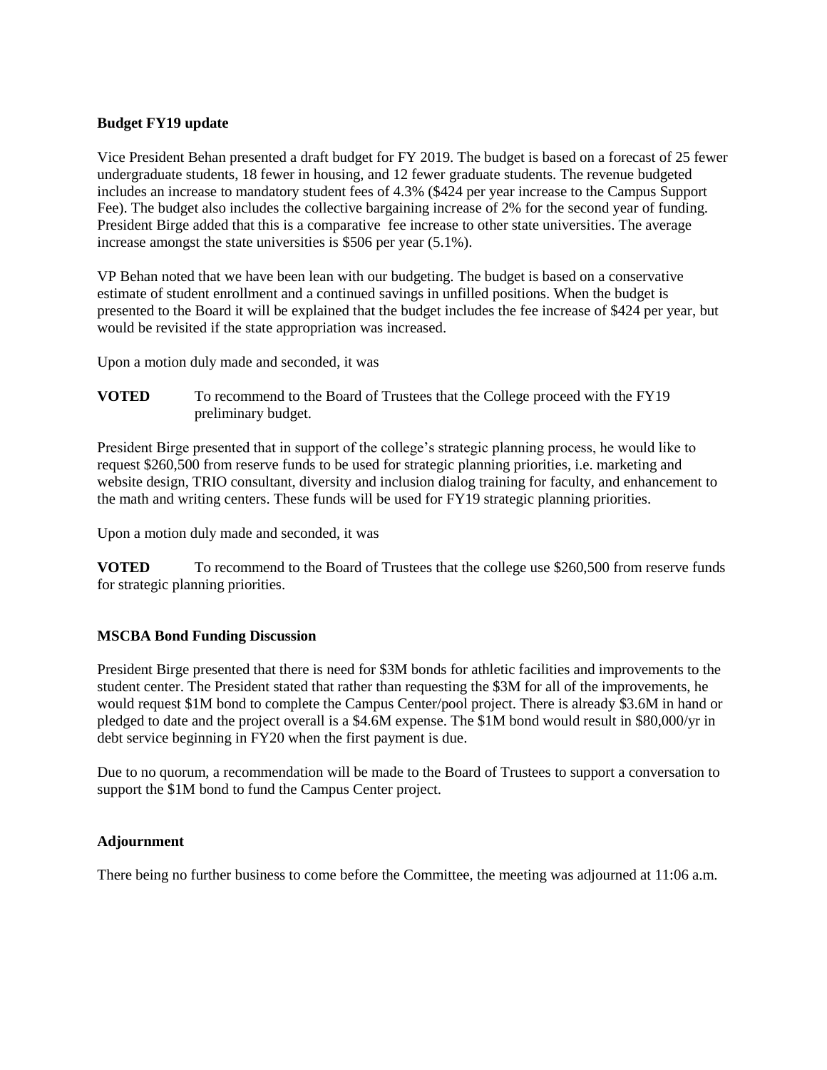**Budget FY19 update**

Vice President Behan presented a draft budget for FY 2019. The budget is based on a forecast of 25 fewer undergraduate students, 18 fewer in housing, and 12 fewer graduate students. The revenue budgeted includes an increase to mandatory student fees of 4.3% ($424 per year increase to the Campus Support Fee). The budget also includes the collective bargaining increase of 2% for the second year of funding. President Birge added that this is a comparative fee increase to other state universities. The average increase amongst the state universities is $506 per year (5.1%).

VP Behan noted that we have been lean with our budgeting. The budget is based on a conservative estimate of student enrollment and a continued savings in unfilled positions. When the budget is presented to the Board it will be explained that the budget includes the fee increase of $424 per year, but would be revisited if the state appropriation was increased.

Upon a motion duly made and seconded, it was

**VOTED** To recommend to the Board of Trustees that the College proceed with the FY19 preliminary budget.

President Birge presented that in support of the college's strategic planning process, he would like to request $260,500 from reserve funds to be used for strategic planning priorities, i.e. marketing and website design, TRIO consultant, diversity and inclusion dialog training for faculty, and enhancement to the math and writing centers. These funds will be used for FY19 strategic planning priorities.

Upon a motion duly made and seconded, it was

**VOTED** To recommend to the Board of Trustees that the college use $260,500 from reserve funds for strategic planning priorities.

**MSCBA Bond Funding Discussion**

President Birge presented that there is need for $3M bonds for athletic facilities and improvements to the student center. The President stated that rather than requesting the $3M for all of the improvements, he would request $1M bond to complete the Campus Center/pool project. There is already $3.6M in hand or pledged to date and the project overall is a $4.6M expense. The $1M bond would result in $80,000/yr in debt service beginning in FY20 when the first payment is due.

Due to no quorum, a recommendation will be made to the Board of Trustees to support a conversation to support the $1M bond to fund the Campus Center project.

**Adjournment**

There being no further business to come before the Committee, the meeting was adjourned at 11:06 a.m.